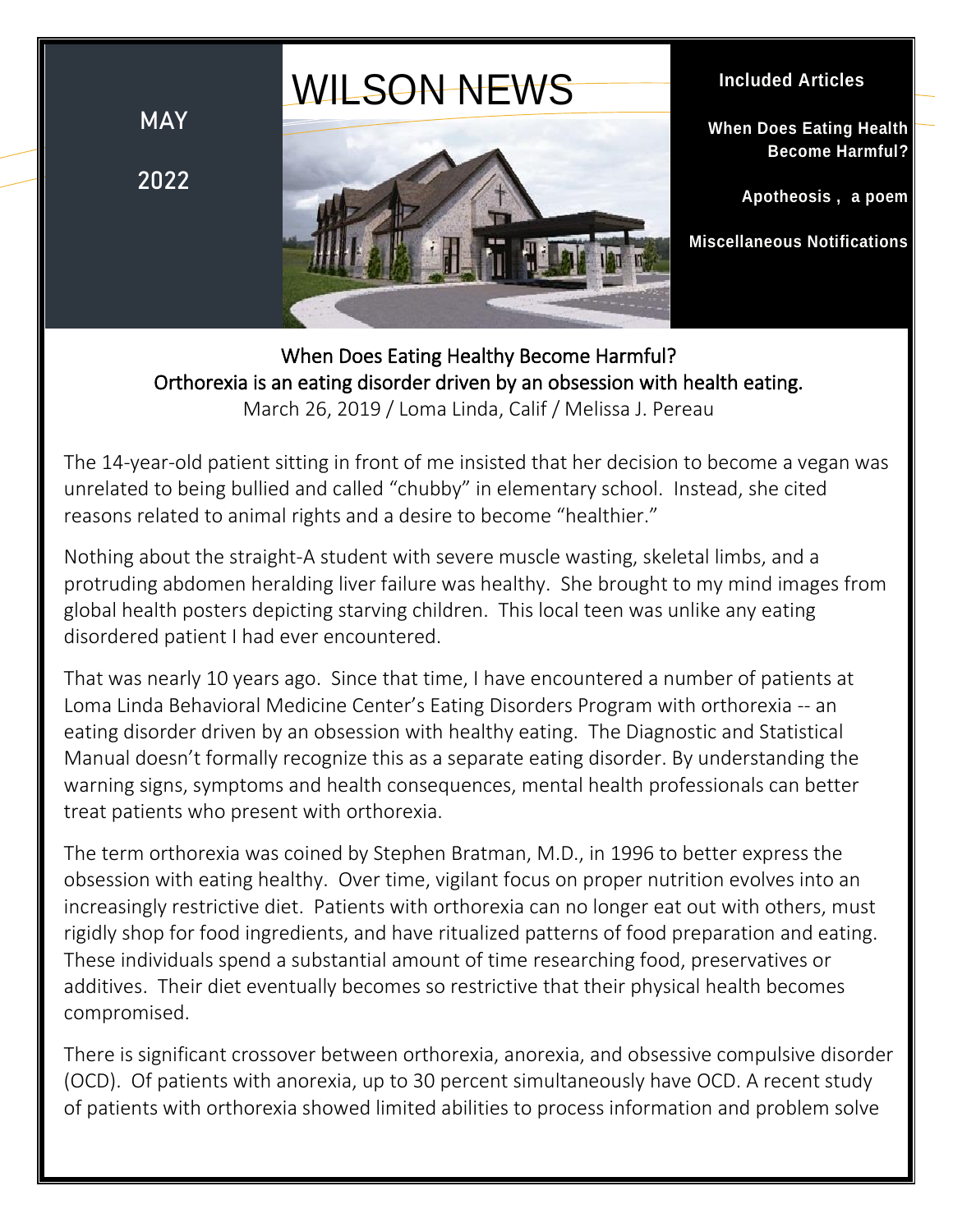MAY

2022

# WILSON NEWS

**Included Articles**

**When Does Eating Health Become Harmful?**

**Apotheosis , a poem**

**Miscellaneous Notifications**

## When Does Eating Healthy Become Harmful?
## Orthorexia is an eating disorder driven by an obsession with health eating.

March 26, 2019 / Loma Linda, Calif / Melissa J. Pereau

The 14-year-old patient sitting in front of me insisted that her decision to become a vegan was unrelated to being bullied and called "chubby" in elementary school. Instead, she cited reasons related to animal rights and a desire to become "healthier."

Nothing about the straight-A student with severe muscle wasting, skeletal limbs, and a protruding abdomen heralding liver failure was healthy. She brought to my mind images from global health posters depicting starving children. This local teen was unlike any eating disordered patient I had ever encountered.

That was nearly 10 years ago. Since that time, I have encountered a number of patients at Loma Linda Behavioral Medicine Center's Eating Disorders Program with orthorexia -- an eating disorder driven by an obsession with healthy eating. The Diagnostic and Statistical Manual doesn't formally recognize this as a separate eating disorder. By understanding the warning signs, symptoms and health consequences, mental health professionals can better treat patients who present with orthorexia.

The term orthorexia was coined by Stephen Bratman, M.D., in 1996 to better express the obsession with eating healthy. Over time, vigilant focus on proper nutrition evolves into an increasingly restrictive diet. Patients with orthorexia can no longer eat out with others, must rigidly shop for food ingredients, and have ritualized patterns of food preparation and eating. These individuals spend a substantial amount of time researching food, preservatives or additives. Their diet eventually becomes so restrictive that their physical health becomes compromised.

There is significant crossover between orthorexia, anorexia, and obsessive compulsive disorder (OCD). Of patients with anorexia, up to 30 percent simultaneously have OCD. A recent study of patients with orthorexia showed limited abilities to process information and problem solve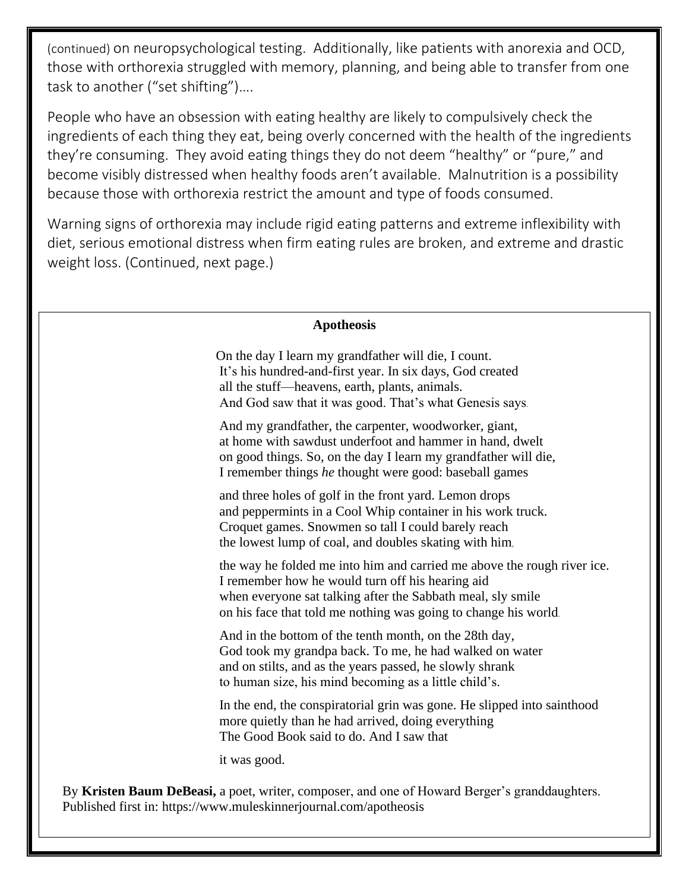(continued) on neuropsychological testing. Additionally, like patients with anorexia and OCD, those with orthorexia struggled with memory, planning, and being able to transfer from one task to another ("set shifting")….

People who have an obsession with eating healthy are likely to compulsively check the ingredients of each thing they eat, being overly concerned with the health of the ingredients they're consuming. They avoid eating things they do not deem "healthy" or "pure," and become visibly distressed when healthy foods aren't available. Malnutrition is a possibility because those with orthorexia restrict the amount and type of foods consumed.

Warning signs of orthorexia may include rigid eating patterns and extreme inflexibility with diet, serious emotional distress when firm eating rules are broken, and extreme and drastic weight loss. (Continued, next page.)

## Apotheosis

On the day I learn my grandfather will die, I count.
It's his hundred-and-first year. In six days, God created
all the stuff—heavens, earth, plants, animals.
And God saw that it was good. That's what Genesis says.

And my grandfather, the carpenter, woodworker, giant,
at home with sawdust underfoot and hammer in hand, dwelt
on good things. So, on the day I learn my grandfather will die,
I remember things *he* thought were good: baseball games

and three holes of golf in the front yard. Lemon drops
and peppermints in a Cool Whip container in his work truck.
Croquet games. Snowmen so tall I could barely reach
the lowest lump of coal, and doubles skating with him,

the way he folded me into him and carried me above the rough river ice.
I remember how he would turn off his hearing aid
when everyone sat talking after the Sabbath meal, sly smile
on his face that told me nothing was going to change his world.

And in the bottom of the tenth month, on the 28th day,
God took my grandpa back. To me, he had walked on water
and on stilts, and as the years passed, he slowly shrank
to human size, his mind becoming as a little child's.

In the end, the conspiratorial grin was gone. He slipped into sainthood
more quietly than he had arrived, doing everything
The Good Book said to do. And I saw that

it was good.

By **Kristen Baum DeBeasi,** a poet, writer, composer, and one of Howard Berger's granddaughters.
Published first in: https://www.muleskinnerjournal.com/apotheosis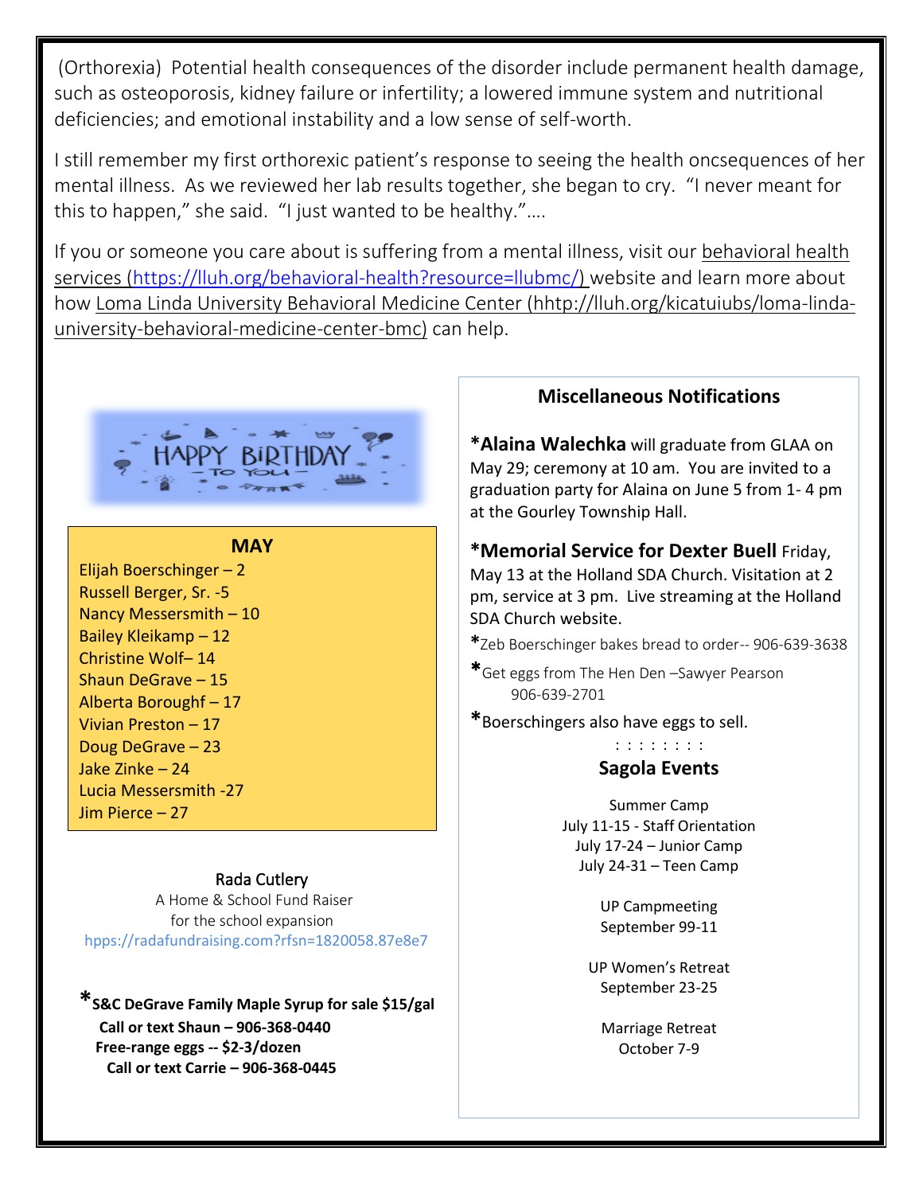(Orthorexia) Potential health consequences of the disorder include permanent health damage, such as osteoporosis, kidney failure or infertility; a lowered immune system and nutritional deficiencies; and emotional instability and a low sense of self-worth.

I still remember my first orthorexic patient's response to seeing the health oncsequences of her mental illness. As we reviewed her lab results together, she began to cry. "I never meant for this to happen," she said. "I just wanted to be healthy."….

If you or someone you care about is suffering from a mental illness, visit our behavioral health services (https://lluh.org/behavioral-health?resource=llubmc/) website and learn more about how Loma Linda University Behavioral Medicine Center (hhtp://lluh.org/kicatuiubs/loma-linda-university-behavioral-medicine-center-bmc) can help.

HAPPY BIRTHDAY
— TO YOU —

## MAY

Elijah Boerschinger – 2
Russell Berger, Sr. -5
Nancy Messersmith – 10
Bailey Kleikamp – 12
Christine Wolf– 14
Shaun DeGrave – 15
Alberta Boroughf – 17
Vivian Preston – 17
Doug DeGrave – 23
Jake Zinke – 24
Lucia Messersmith -27
Jim Pierce – 27

Rada Cutlery
A Home & School Fund Raiser
for the school expansion
hpps://radafundraising.com?rfsn=1820058.87e8e7

**\*S&C DeGrave Family Maple Syrup for sale $15/gal**
**Call or text Shaun – 906-368-0440**
**Free-range eggs -- $2-3/dozen**
**Call or text Carrie – 906-368-0445**

## Miscellaneous Notifications

**\*Alaina Walechka** will graduate from GLAA on May 29; ceremony at 10 am. You are invited to a graduation party for Alaina on June 5 from 1- 4 pm at the Gourley Township Hall.

**\*Memorial Service for Dexter Buell** Friday, May 13 at the Holland SDA Church. Visitation at 2 pm, service at 3 pm. Live streaming at the Holland SDA Church website.

\*Zeb Boerschinger bakes bread to order-- 906-639-3638

\*Get eggs from The Hen Den –Sawyer Pearson 906-639-2701

\*Boerschingers also have eggs to sell.

: : : : : : : :

## Sagola Events

Summer Camp
July 11-15 - Staff Orientation
July 17-24 – Junior Camp
July 24-31 – Teen Camp

UP Campmeeting
September 99-11

UP Women's Retreat
September 23-25

Marriage Retreat
October 7-9